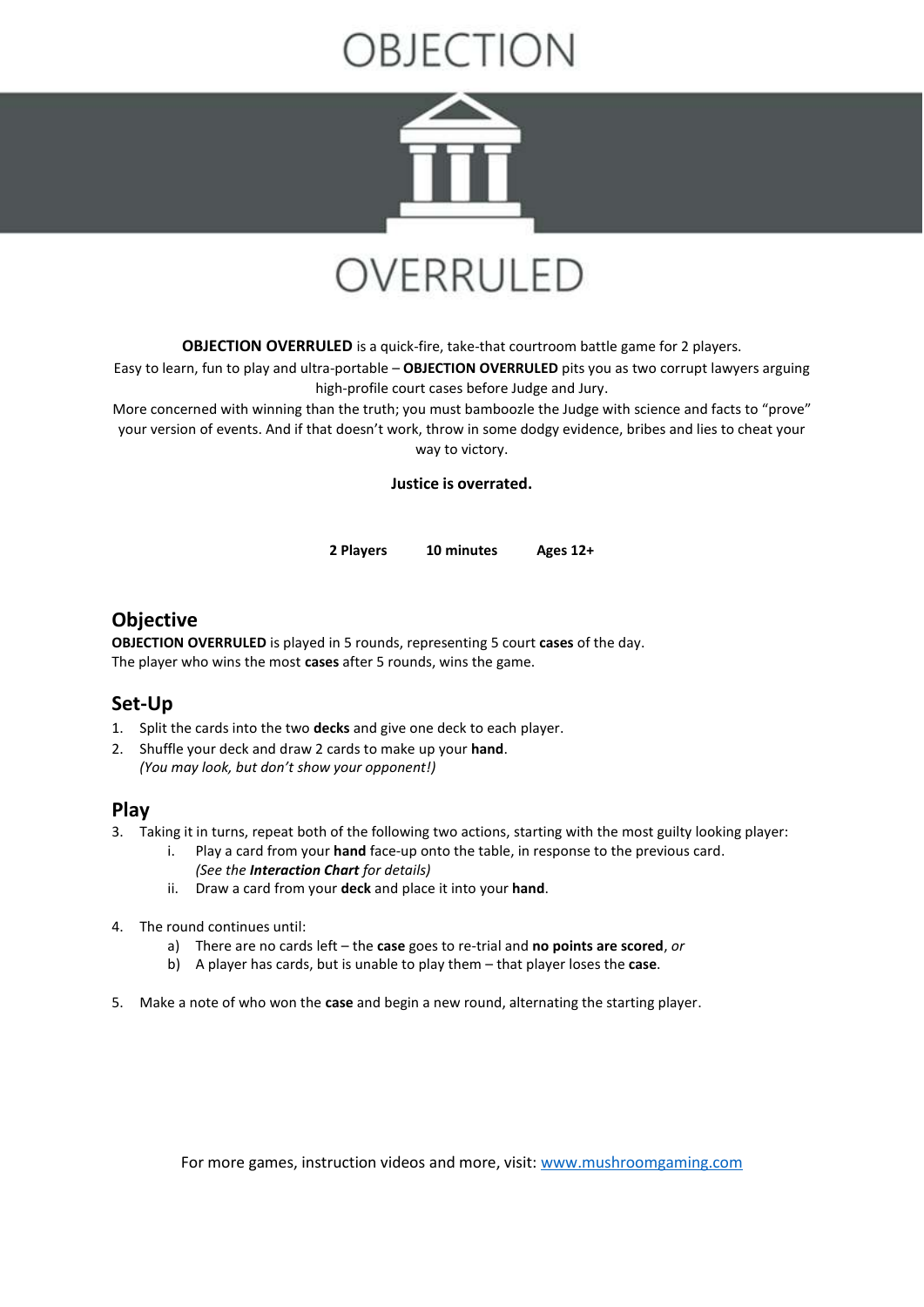# OBJECTION OVERRULED

**OBJECTION OVERRULED** is a quick-fire, take-that courtroom battle game for 2 players.
Easy to learn, fun to play and ultra-portable – **OBJECTION OVERRULED** pits you as two corrupt lawyers arguing high-profile court cases before Judge and Jury.
More concerned with winning than the truth; you must bamboozle the Judge with science and facts to "prove" your version of events. And if that doesn't work, throw in some dodgy evidence, bribes and lies to cheat your way to victory.

**Justice is overrated.**

**2 Players** **10 minutes** **Ages 12+**

## Objective

**OBJECTION OVERRULED** is played in 5 rounds, representing 5 court **cases** of the day.
The player who wins the most **cases** after 5 rounds, wins the game.

## Set-Up

1. Split the cards into the two **decks** and give one deck to each player.
2. Shuffle your deck and draw 2 cards to make up your **hand**.
   *(You may look, but don't show your opponent!)*

## Play

3. Taking it in turns, repeat both of the following two actions, starting with the most guilty looking player:
   i. Play a card from your **hand** face-up onto the table, in response to the previous card.
      *(See the **Interaction Chart** for details)*
   ii. Draw a card from your **deck** and place it into your **hand**.

4. The round continues until:
   a) There are no cards left – the **case** goes to re-trial and **no points are scored**, *or*
   b) A player has cards, but is unable to play them – that player loses the **case**.

5. Make a note of who won the **case** and begin a new round, alternating the starting player.

For more games, instruction videos and more, visit: [www.mushroomgaming.com](www.mushroomgaming.com)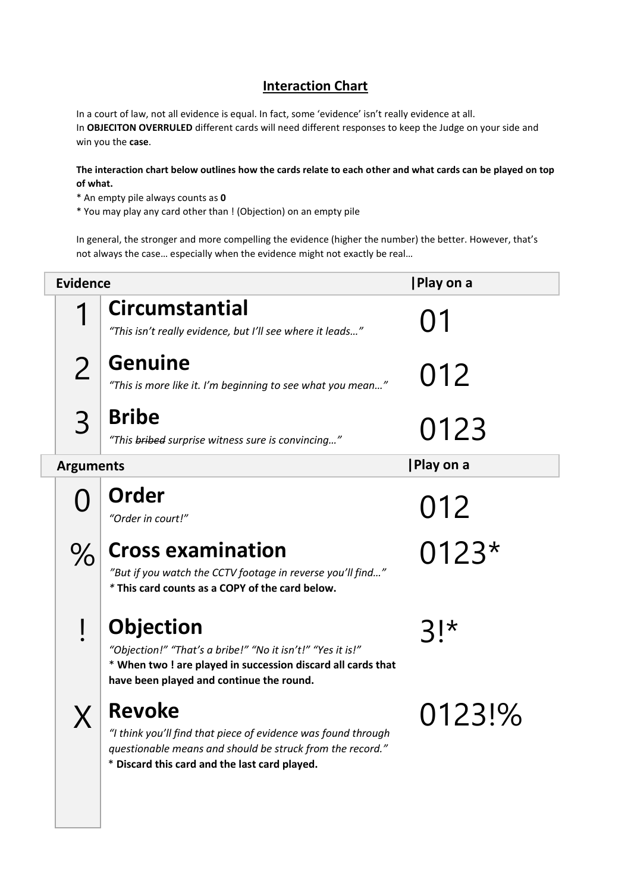## Interaction Chart

In a court of law, not all evidence is equal. In fact, some 'evidence' isn't really evidence at all.
In **OBJECITON OVERRULED** different cards will need different responses to keep the Judge on your side and win you the **case**.

**The interaction chart below outlines how the cards relate to each other and what cards can be played on top of what.**

* An empty pile always counts as **0**
* You may play any card other than ! (Objection) on an empty pile

In general, the stronger and more compelling the evidence (higher the number) the better. However, that's not always the case… especially when the evidence might not exactly be real…

| Evidence | | Play on a |
|---|---|---|
| 1 | **Circumstantial**<br>*"This isn't really evidence, but I'll see where it leads…"* | 01 |
| 2 | **Genuine**<br>*"This is more like it. I'm beginning to see what you mean…"* | 012 |
| 3 | **Bribe**<br>*"This ~~bribed~~ surprise witness sure is convincing…"* | 0123 |

| Arguments | | Play on a |
|---|---|---|
| 0 | **Order**<br>*"Order in court!"* | 012 |
| % | **Cross examination**<br>*"But if you watch the CCTV footage in reverse you'll find…"*<br>* **This card counts as a COPY of the card below.** | 0123* |
| ! | **Objection**<br>*"Objection!" "That's a bribe!" "No it isn't!" "Yes it is!"*<br>* **When two ! are played in succession discard all cards that have been played and continue the round.** | 3!* |
| X | **Revoke**<br>*"I think you'll find that piece of evidence was found through questionable means and should be struck from the record."*<br>* **Discard this card and the last card played.** | 0123!% |